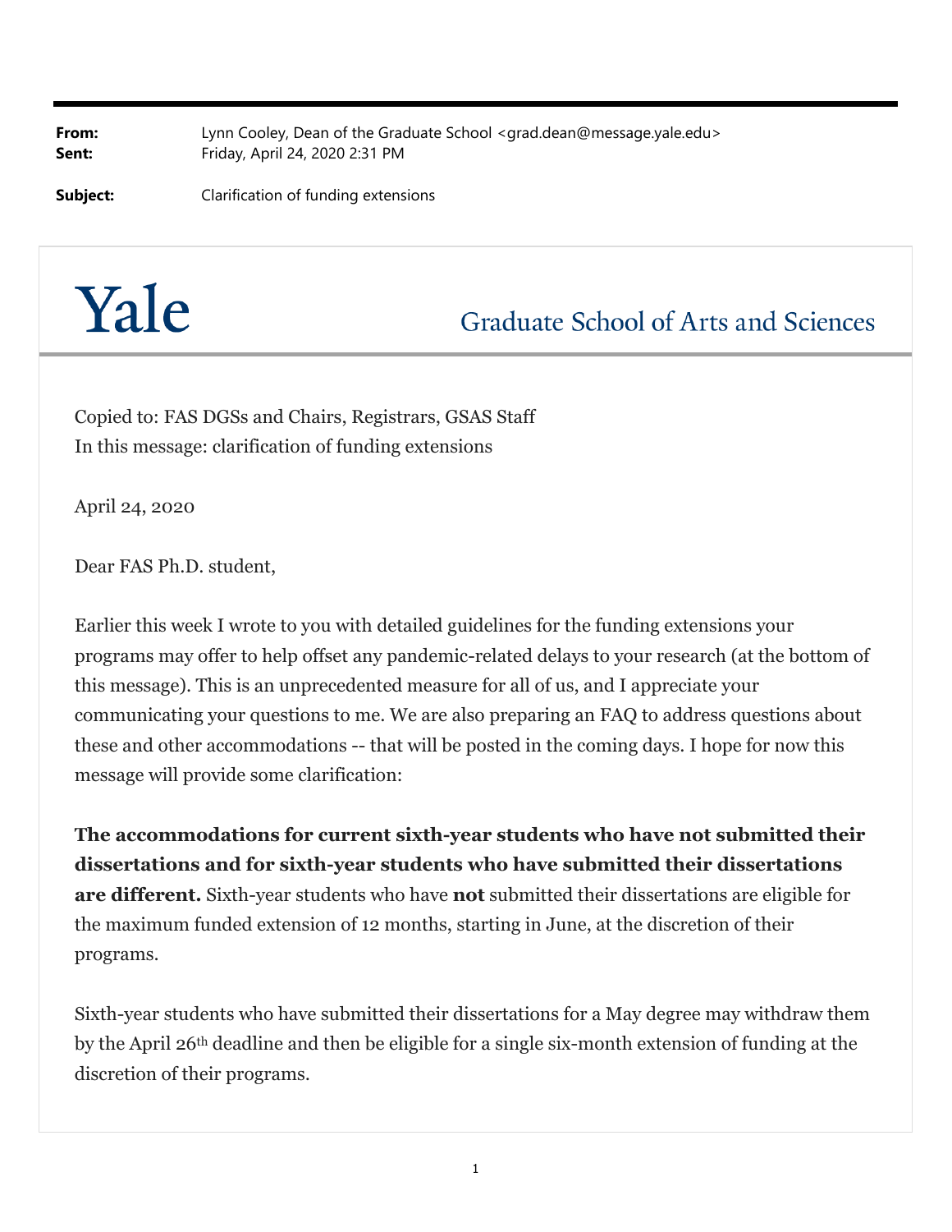**From:** Lynn Cooley, Dean of the Graduate School <grad.dean@message.yale.edu>
**Sent:** Friday, April 24, 2020 2:31 PM

**Subject:** Clarification of funding extensions

Yale

Graduate School of Arts and Sciences

Copied to: FAS DGSs and Chairs, Registrars, GSAS Staff
In this message: clarification of funding extensions

April 24, 2020

Dear FAS Ph.D. student,

Earlier this week I wrote to you with detailed guidelines for the funding extensions your programs may offer to help offset any pandemic-related delays to your research (at the bottom of this message). This is an unprecedented measure for all of us, and I appreciate your communicating your questions to me. We are also preparing an FAQ to address questions about these and other accommodations -- that will be posted in the coming days. I hope for now this message will provide some clarification:

**The accommodations for current sixth-year students who have not submitted their dissertations and for sixth-year students who have submitted their dissertations are different.** Sixth-year students who have **not** submitted their dissertations are eligible for the maximum funded extension of 12 months, starting in June, at the discretion of their programs.

Sixth-year students who have submitted their dissertations for a May degree may withdraw them by the April 26th deadline and then be eligible for a single six-month extension of funding at the discretion of their programs.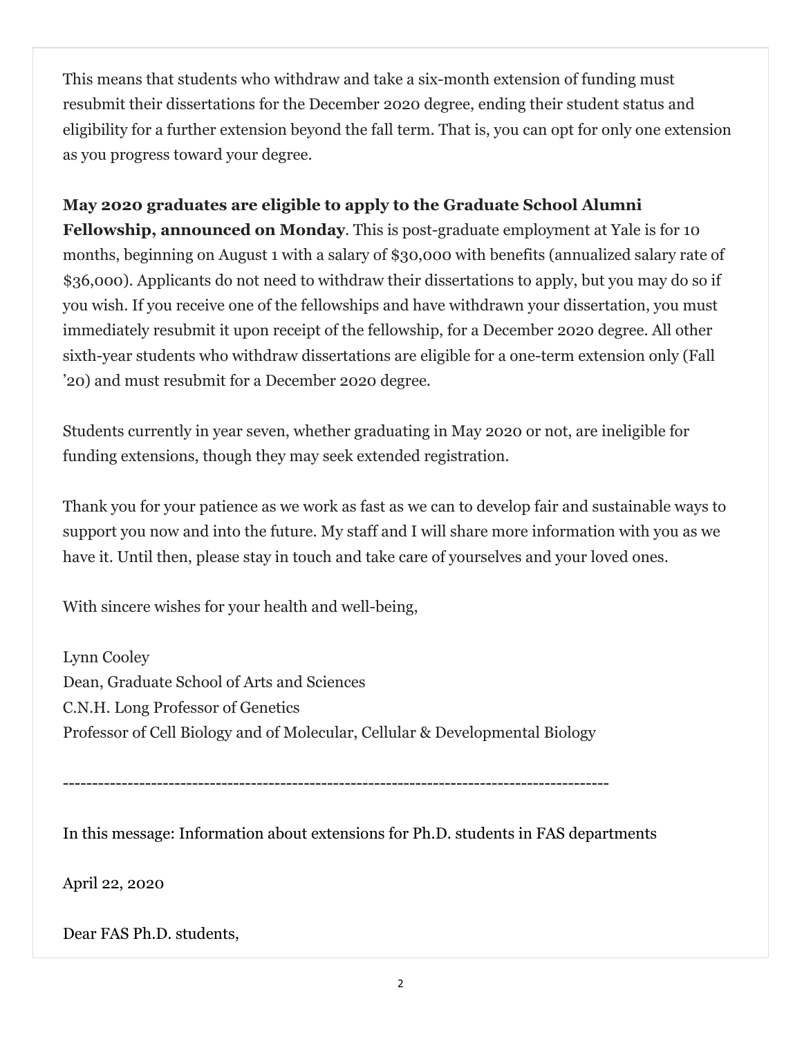This means that students who withdraw and take a six-month extension of funding must resubmit their dissertations for the December 2020 degree, ending their student status and eligibility for a further extension beyond the fall term. That is, you can opt for only one extension as you progress toward your degree.

**May 2020 graduates are eligible to apply to the Graduate School Alumni Fellowship, announced on Monday**. This is post-graduate employment at Yale is for 10 months, beginning on August 1 with a salary of $30,000 with benefits (annualized salary rate of $36,000). Applicants do not need to withdraw their dissertations to apply, but you may do so if you wish. If you receive one of the fellowships and have withdrawn your dissertation, you must immediately resubmit it upon receipt of the fellowship, for a December 2020 degree. All other sixth-year students who withdraw dissertations are eligible for a one-term extension only (Fall '20) and must resubmit for a December 2020 degree.

Students currently in year seven, whether graduating in May 2020 or not, are ineligible for funding extensions, though they may seek extended registration.

Thank you for your patience as we work as fast as we can to develop fair and sustainable ways to support you now and into the future. My staff and I will share more information with you as we have it. Until then, please stay in touch and take care of yourselves and your loved ones.

With sincere wishes for your health and well-being,

Lynn Cooley
Dean, Graduate School of Arts and Sciences
C.N.H. Long Professor of Genetics
Professor of Cell Biology and of Molecular, Cellular & Developmental Biology

-------------------------------------------------------------------------------------------

In this message: Information about extensions for Ph.D. students in FAS departments

April 22, 2020

Dear FAS Ph.D. students,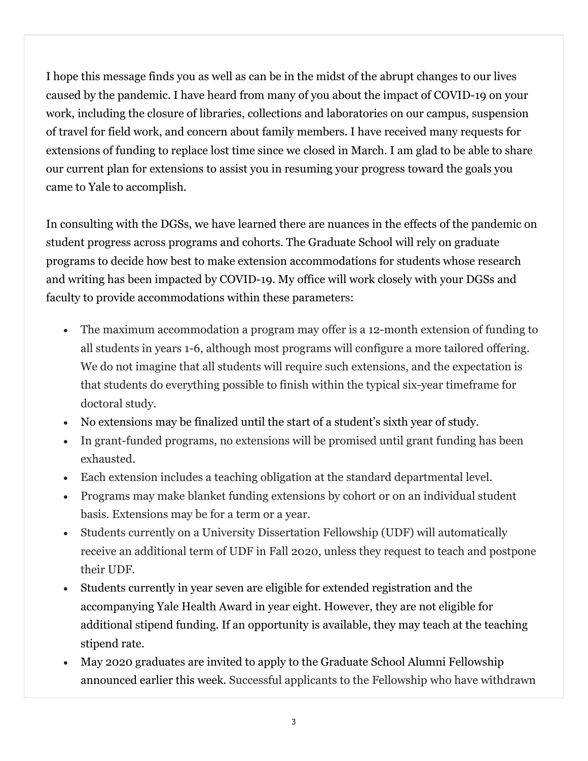I hope this message finds you as well as can be in the midst of the abrupt changes to our lives caused by the pandemic. I have heard from many of you about the impact of COVID-19 on your work, including the closure of libraries, collections and laboratories on our campus, suspension of travel for field work, and concern about family members. I have received many requests for extensions of funding to replace lost time since we closed in March. I am glad to be able to share our current plan for extensions to assist you in resuming your progress toward the goals you came to Yale to accomplish.

In consulting with the DGSs, we have learned there are nuances in the effects of the pandemic on student progress across programs and cohorts. The Graduate School will rely on graduate programs to decide how best to make extension accommodations for students whose research and writing has been impacted by COVID-19. My office will work closely with your DGSs and faculty to provide accommodations within these parameters:

- The maximum accommodation a program may offer is a 12-month extension of funding to all students in years 1-6, although most programs will configure a more tailored offering. We do not imagine that all students will require such extensions, and the expectation is that students do everything possible to finish within the typical six-year timeframe for doctoral study.
- No extensions may be finalized until the start of a student's sixth year of study.
- In grant-funded programs, no extensions will be promised until grant funding has been exhausted.
- Each extension includes a teaching obligation at the standard departmental level.
- Programs may make blanket funding extensions by cohort or on an individual student basis. Extensions may be for a term or a year.
- Students currently on a University Dissertation Fellowship (UDF) will automatically receive an additional term of UDF in Fall 2020, unless they request to teach and postpone their UDF.
- Students currently in year seven are eligible for extended registration and the accompanying Yale Health Award in year eight. However, they are not eligible for additional stipend funding. If an opportunity is available, they may teach at the teaching stipend rate.
- May 2020 graduates are invited to apply to the Graduate School Alumni Fellowship announced earlier this week. Successful applicants to the Fellowship who have withdrawn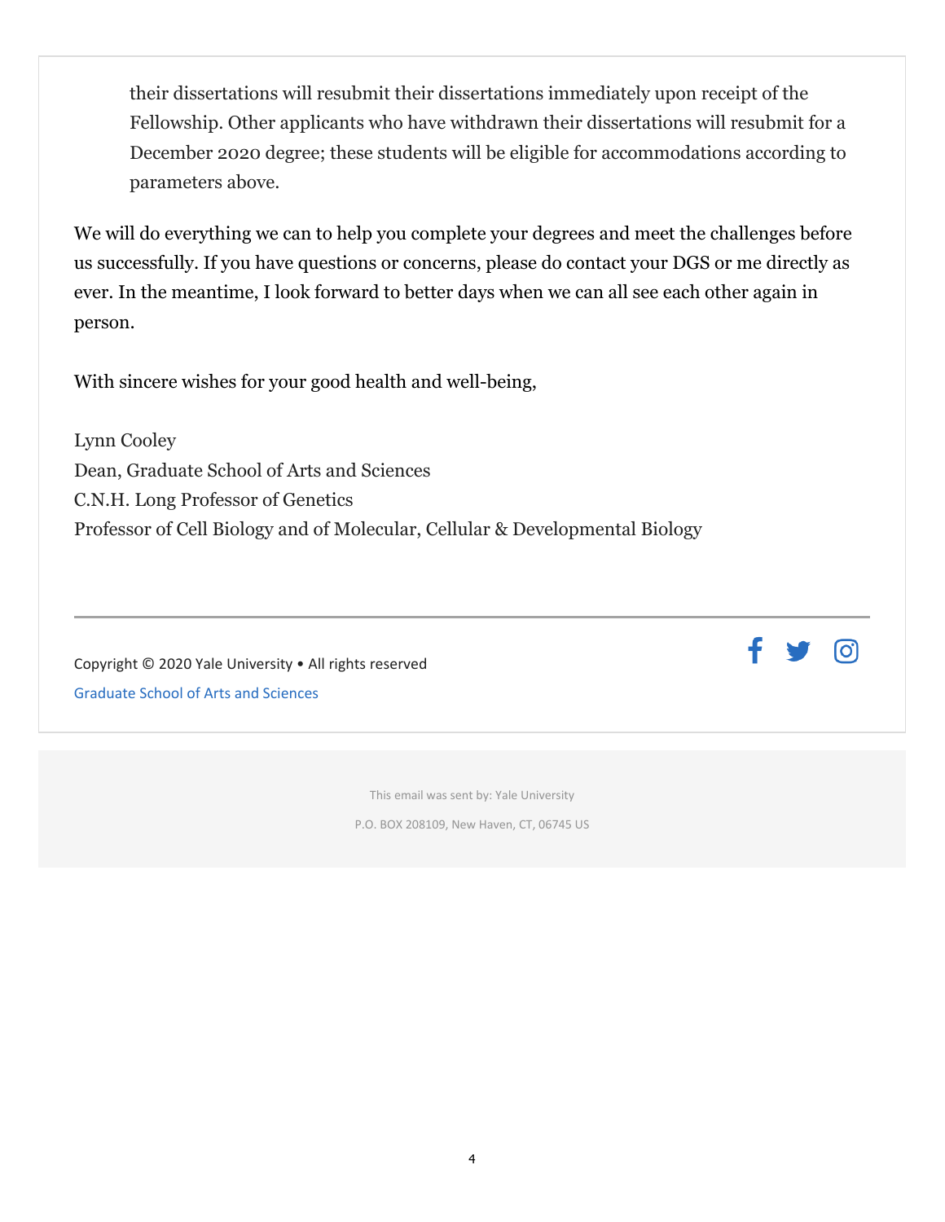their dissertations will resubmit their dissertations immediately upon receipt of the Fellowship. Other applicants who have withdrawn their dissertations will resubmit for a December 2020 degree; these students will be eligible for accommodations according to parameters above.

We will do everything we can to help you complete your degrees and meet the challenges before us successfully. If you have questions or concerns, please do contact your DGS or me directly as ever. In the meantime, I look forward to better days when we can all see each other again in person.

With sincere wishes for your good health and well-being,

Lynn Cooley
Dean, Graduate School of Arts and Sciences
C.N.H. Long Professor of Genetics
Professor of Cell Biology and of Molecular, Cellular & Developmental Biology

---

Copyright © 2020 Yale University • All rights reserved

Graduate School of Arts and Sciences

This email was sent by: Yale University

P.O. BOX 208109, New Haven, CT, 06745 US